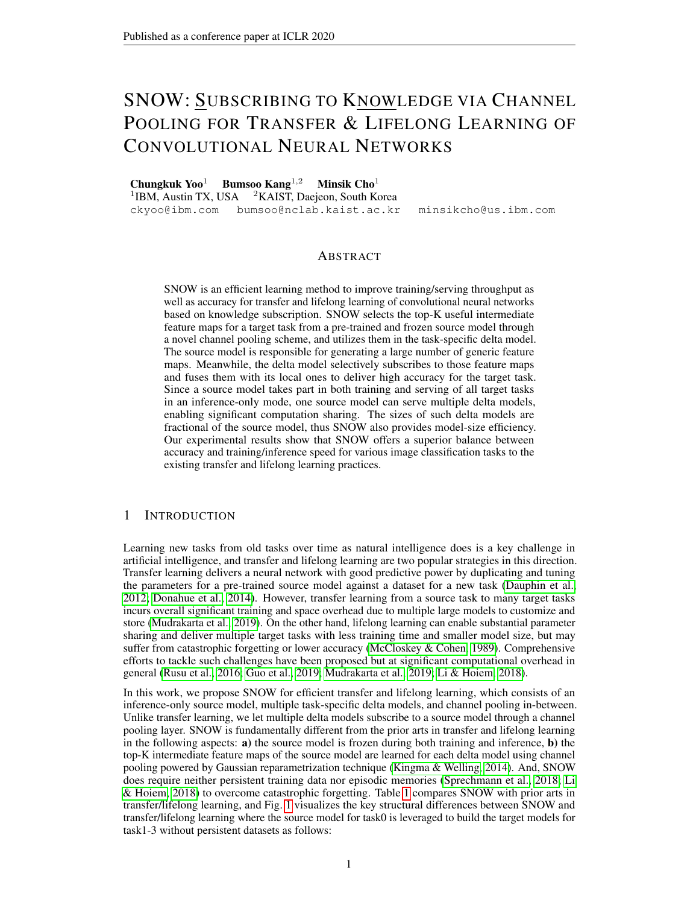# SNOW: SUBSCRIBING TO KNOWLEDGE VIA CHANNEL POOLING FOR TRANSFER & LIFELONG LEARNING OF CONVOLUTIONAL NEURAL NETWORKS

**Chungkuk Yoo**[1] **Bumsoo Kang**[1,2] **Minsik Cho**[1]
[1]IBM, Austin TX, USA [2]KAIST, Daejeon, South Korea
ckyoo@ibm.com bumsoo@nclab.kaist.ac.kr minsikcho@us.ibm.com

## ABSTRACT

SNOW is an efficient learning method to improve training/serving throughput as well as accuracy for transfer and lifelong learning of convolutional neural networks based on knowledge subscription. SNOW selects the top-K useful intermediate feature maps for a target task from a pre-trained and frozen source model through a novel channel pooling scheme, and utilizes them in the task-specific delta model. The source model is responsible for generating a large number of generic feature maps. Meanwhile, the delta model selectively subscribes to those feature maps and fuses them with its local ones to deliver high accuracy for the target task. Since a source model takes part in both training and serving of all target tasks in an inference-only mode, one source model can serve multiple delta models, enabling significant computation sharing. The sizes of such delta models are fractional of the source model, thus SNOW also provides model-size efficiency. Our experimental results show that SNOW offers a superior balance between accuracy and training/inference speed for various image classification tasks to the existing transfer and lifelong learning practices.

## 1 INTRODUCTION

Learning new tasks from old tasks over time as natural intelligence does is a key challenge in artificial intelligence, and transfer and lifelong learning are two popular strategies in this direction. Transfer learning delivers a neural network with good predictive power by duplicating and tuning the parameters for a pre-trained source model against a dataset for a new task (Dauphin et al., 2012; Donahue et al., 2014). However, transfer learning from a source task to many target tasks incurs overall significant training and space overhead due to multiple large models to customize and store (Mudrakarta et al., 2019). On the other hand, lifelong learning can enable substantial parameter sharing and deliver multiple target tasks with less training time and smaller model size, but may suffer from catastrophic forgetting or lower accuracy (McCloskey & Cohen, 1989). Comprehensive efforts to tackle such challenges have been proposed but at significant computational overhead in general (Rusu et al., 2016; Guo et al., 2019; Mudrakarta et al., 2019; Li & Hoiem, 2018).

In this work, we propose SNOW for efficient transfer and lifelong learning, which consists of an inference-only source model, multiple task-specific delta models, and channel pooling in-between. Unlike transfer learning, we let multiple delta models subscribe to a source model through a channel pooling layer. SNOW is fundamentally different from the prior arts in transfer and lifelong learning in the following aspects: **a)** the source model is frozen during both training and inference, **b)** the top-K intermediate feature maps of the source model are learned for each delta model using channel pooling powered by Gaussian reparametrization technique (Kingma & Welling, 2014). And, SNOW does require neither persistent training data nor episodic memories (Sprechmann et al., 2018; Li & Hoiem, 2018) to overcome catastrophic forgetting. Table 1 compares SNOW with prior arts in transfer/lifelong learning, and Fig. 1 visualizes the key structural differences between SNOW and transfer/lifelong learning where the source model for task0 is leveraged to build the target models for task1-3 without persistent datasets as follows: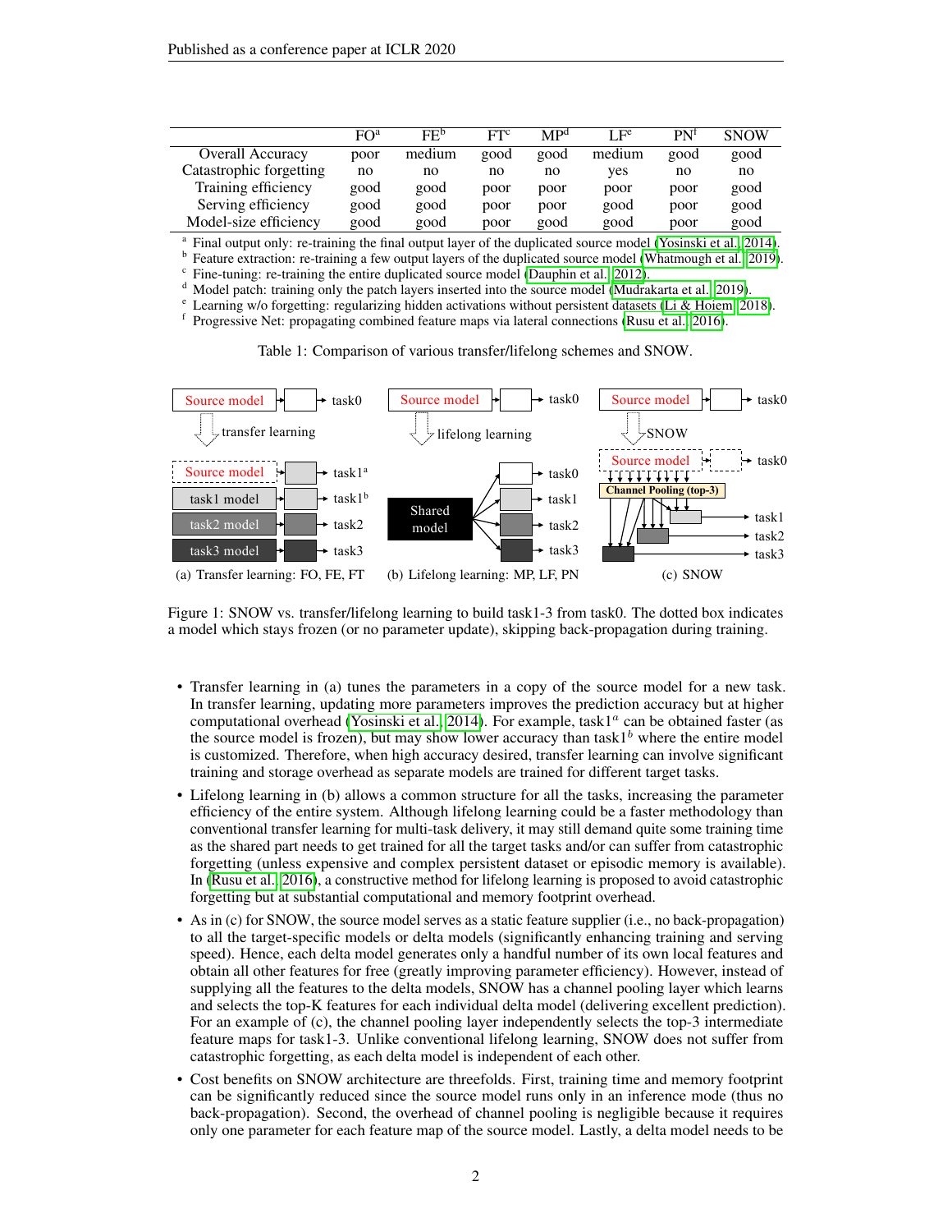| | FO[a] | FE[b] | FT[c] | MP[d] | LF[e] | PN[f] | SNOW |
|---|---|---|---|---|---|---|---|
| Overall Accuracy | poor | medium | good | good | medium | good | good |
| Catastrophic forgetting | no | no | no | no | yes | no | no |
| Training efficiency | good | good | poor | poor | poor | poor | good |
| Serving efficiency | good | good | poor | poor | good | poor | good |
| Model-size efficiency | good | good | poor | good | good | poor | good |

[a] Final output only: re-training the final output layer of the duplicated source model (Yosinski et al., 2014).
[b] Feature extraction: re-training a few output layers of the duplicated source model (Whatmough et al., 2019).
[c] Fine-tuning: re-training the entire duplicated source model (Dauphin et al., 2012).
[d] Model patch: training only the patch layers inserted into the source model (Mudrakarta et al., 2019).
[e] Learning w/o forgetting: regularizing hidden activations without persistent datasets (Li & Hoiem, 2018).
[f] Progressive Net: propagating combined feature maps via lateral connections (Rusu et al., 2016).

Table 1: Comparison of various transfer/lifelong schemes and SNOW.

(a) Transfer learning: FO, FE, FT (b) Lifelong learning: MP, LF, PN (c) SNOW

Figure 1: SNOW vs. transfer/lifelong learning to build task1-3 from task0. The dotted box indicates a model which stays frozen (or no parameter update), skipping back-propagation during training.

- Transfer learning in (a) tunes the parameters in a copy of the source model for a new task. In transfer learning, updating more parameters improves the prediction accuracy but at higher computational overhead (Yosinski et al., 2014). For example, task1$^a$ can be obtained faster (as the source model is frozen), but may show lower accuracy than task1$^b$ where the entire model is customized. Therefore, when high accuracy desired, transfer learning can involve significant training and storage overhead as separate models are trained for different target tasks.
- Lifelong learning in (b) allows a common structure for all the tasks, increasing the parameter efficiency of the entire system. Although lifelong learning could be a faster methodology than conventional transfer learning for multi-task delivery, it may still demand quite some training time as the shared part needs to get trained for all the target tasks and/or can suffer from catastrophic forgetting (unless expensive and complex persistent dataset or episodic memory is available). In (Rusu et al., 2016), a constructive method for lifelong learning is proposed to avoid catastrophic forgetting but at substantial computational and memory footprint overhead.
- As in (c) for SNOW, the source model serves as a static feature supplier (i.e., no back-propagation) to all the target-specific models or delta models (significantly enhancing training and serving speed). Hence, each delta model generates only a handful number of its own local features and obtain all other features for free (greatly improving parameter efficiency). However, instead of supplying all the features to the delta models, SNOW has a channel pooling layer which learns and selects the top-K features for each individual delta model (delivering excellent prediction). For an example of (c), the channel pooling layer independently selects the top-3 intermediate feature maps for task1-3. Unlike conventional lifelong learning, SNOW does not suffer from catastrophic forgetting, as each delta model is independent of each other.
- Cost benefits on SNOW architecture are threefolds. First, training time and memory footprint can be significantly reduced since the source model runs only in an inference mode (thus no back-propagation). Second, the overhead of channel pooling is negligible because it requires only one parameter for each feature map of the source model. Lastly, a delta model needs to be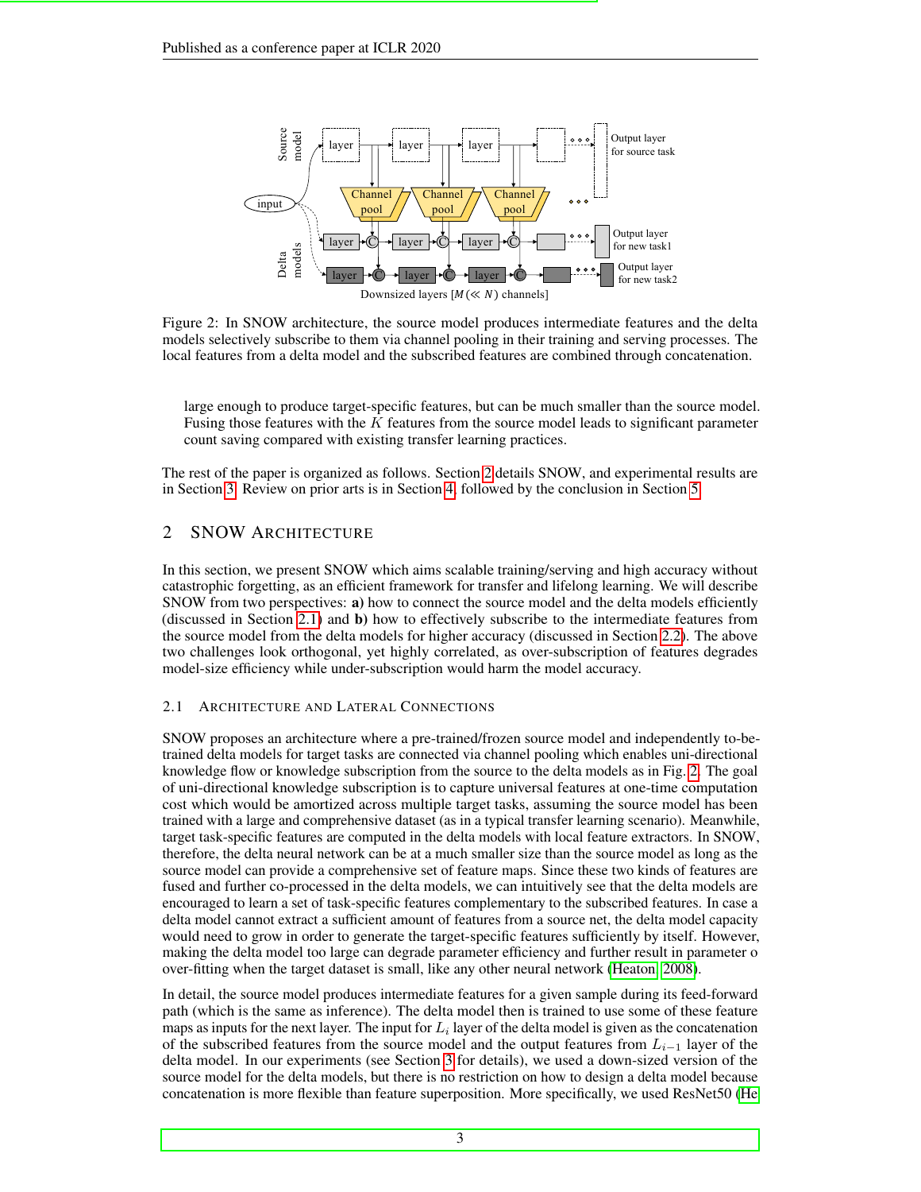Figure 2: In SNOW architecture, the source model produces intermediate features and the delta models selectively subscribe to them via channel pooling in their training and serving processes. The local features from a delta model and the subscribed features are combined through concatenation.

large enough to produce target-specific features, but can be much smaller than the source model. Fusing those features with the $K$ features from the source model leads to significant parameter count saving compared with existing transfer learning practices.

The rest of the paper is organized as follows. Section 2 details SNOW, and experimental results are in Section 3. Review on prior arts is in Section 4, followed by the conclusion in Section 5.

## 2 SNOW ARCHITECTURE

In this section, we present SNOW which aims scalable training/serving and high accuracy without catastrophic forgetting, as an efficient framework for transfer and lifelong learning. We will describe SNOW from two perspectives: **a)** how to connect the source model and the delta models efficiently (discussed in Section 2.1) and **b)** how to effectively subscribe to the intermediate features from the source model from the delta models for higher accuracy (discussed in Section 2.2). The above two challenges look orthogonal, yet highly correlated, as over-subscription of features degrades model-size efficiency while under-subscription would harm the model accuracy.

### 2.1 ARCHITECTURE AND LATERAL CONNECTIONS

SNOW proposes an architecture where a pre-trained/frozen source model and independently to-be-trained delta models for target tasks are connected via channel pooling which enables uni-directional knowledge flow or knowledge subscription from the source to the delta models as in Fig. 2. The goal of uni-directional knowledge subscription is to capture universal features at one-time computation cost which would be amortized across multiple target tasks, assuming the source model has been trained with a large and comprehensive dataset (as in a typical transfer learning scenario). Meanwhile, target task-specific features are computed in the delta models with local feature extractors. In SNOW, therefore, the delta neural network can be at a much smaller size than the source model as long as the source model can provide a comprehensive set of feature maps. Since these two kinds of features are fused and further co-processed in the delta models, we can intuitively see that the delta models are encouraged to learn a set of task-specific features complementary to the subscribed features. In case a delta model cannot extract a sufficient amount of features from a source net, the delta model capacity would need to grow in order to generate the target-specific features sufficiently by itself. However, making the delta model too large can degrade parameter efficiency and further result in parameter o over-fitting when the target dataset is small, like any other neural network (Heaton, 2008).

In detail, the source model produces intermediate features for a given sample during its feed-forward path (which is the same as inference). The delta model then is trained to use some of these feature maps as inputs for the next layer. The input for $L_i$ layer of the delta model is given as the concatenation of the subscribed features from the source model and the output features from $L_{i-1}$ layer of the delta model. In our experiments (see Section 3 for details), we used a down-sized version of the source model for the delta models, but there is no restriction on how to design a delta model because concatenation is more flexible than feature superposition. More specifically, we used ResNet50 (He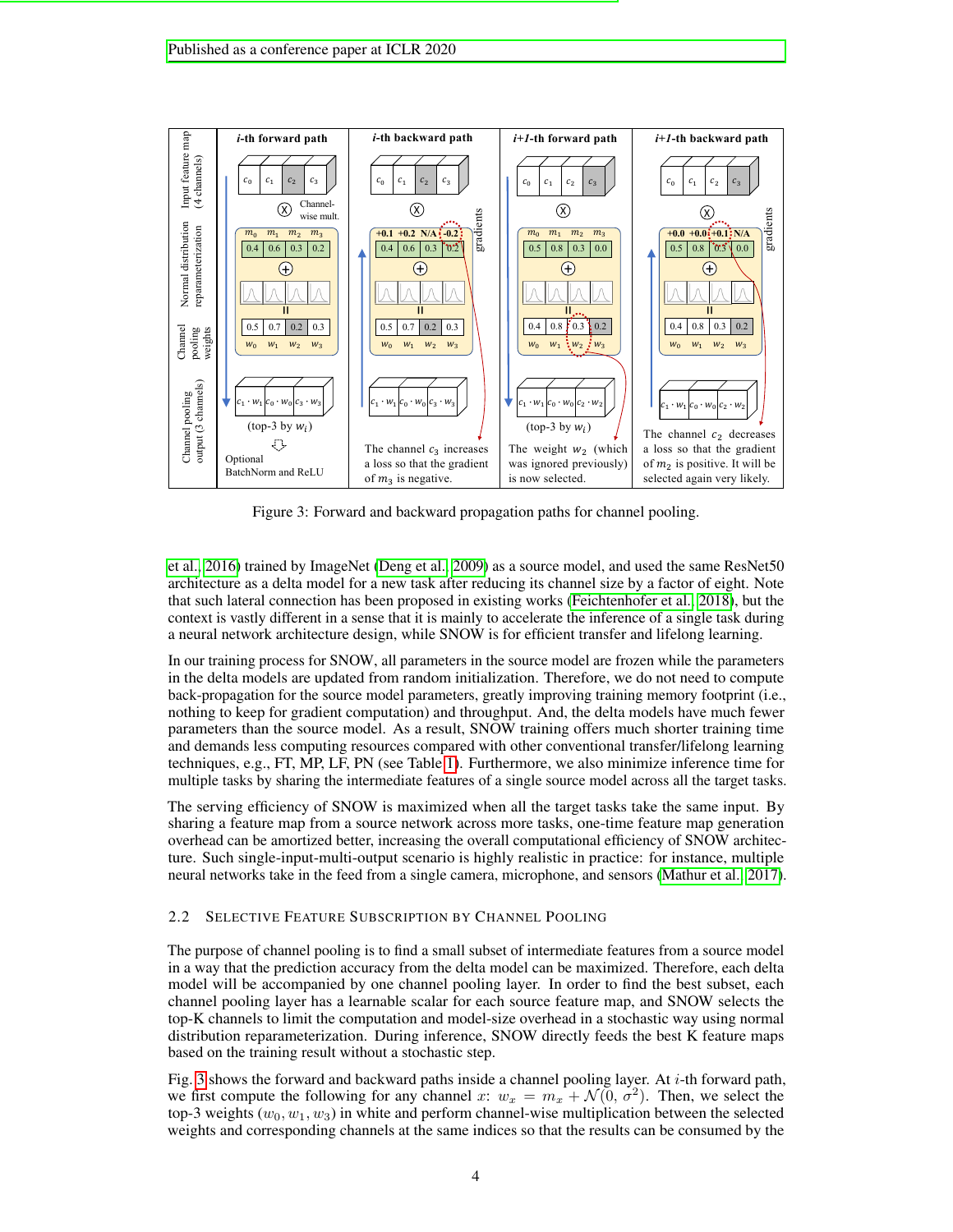Figure 3: Forward and backward propagation paths for channel pooling.

et al., 2016) trained by ImageNet (Deng et al., 2009) as a source model, and used the same ResNet50 architecture as a delta model for a new task after reducing its channel size by a factor of eight. Note that such lateral connection has been proposed in existing works (Feichtenhofer et al., 2018), but the context is vastly different in a sense that it is mainly to accelerate the inference of a single task during a neural network architecture design, while SNOW is for efficient transfer and lifelong learning.

In our training process for SNOW, all parameters in the source model are frozen while the parameters in the delta models are updated from random initialization. Therefore, we do not need to compute back-propagation for the source model parameters, greatly improving training memory footprint (i.e., nothing to keep for gradient computation) and throughput. And, the delta models have much fewer parameters than the source model. As a result, SNOW training offers much shorter training time and demands less computing resources compared with other conventional transfer/lifelong learning techniques, e.g., FT, MP, LF, PN (see Table 1). Furthermore, we also minimize inference time for multiple tasks by sharing the intermediate features of a single source model across all the target tasks.

The serving efficiency of SNOW is maximized when all the target tasks take the same input. By sharing a feature map from a source network across more tasks, one-time feature map generation overhead can be amortized better, increasing the overall computational efficiency of SNOW architecture. Such single-input-multi-output scenario is highly realistic in practice: for instance, multiple neural networks take in the feed from a single camera, microphone, and sensors (Mathur et al., 2017).

### 2.2 Selective Feature Subscription by Channel Pooling

The purpose of channel pooling is to find a small subset of intermediate features from a source model in a way that the prediction accuracy from the delta model can be maximized. Therefore, each delta model will be accompanied by one channel pooling layer. In order to find the best subset, each channel pooling layer has a learnable scalar for each source feature map, and SNOW selects the top-K channels to limit the computation and model-size overhead in a stochastic way using normal distribution reparameterization. During inference, SNOW directly feeds the best K feature maps based on the training result without a stochastic step.

Fig. 3 shows the forward and backward paths inside a channel pooling layer. At $i$-th forward path, we first compute the following for any channel $x$: $w_x = m_x + \mathcal{N}(0, \sigma^2)$. Then, we select the top-3 weights ($w_0, w_1, w_3$) in white and perform channel-wise multiplication between the selected weights and corresponding channels at the same indices so that the results can be consumed by the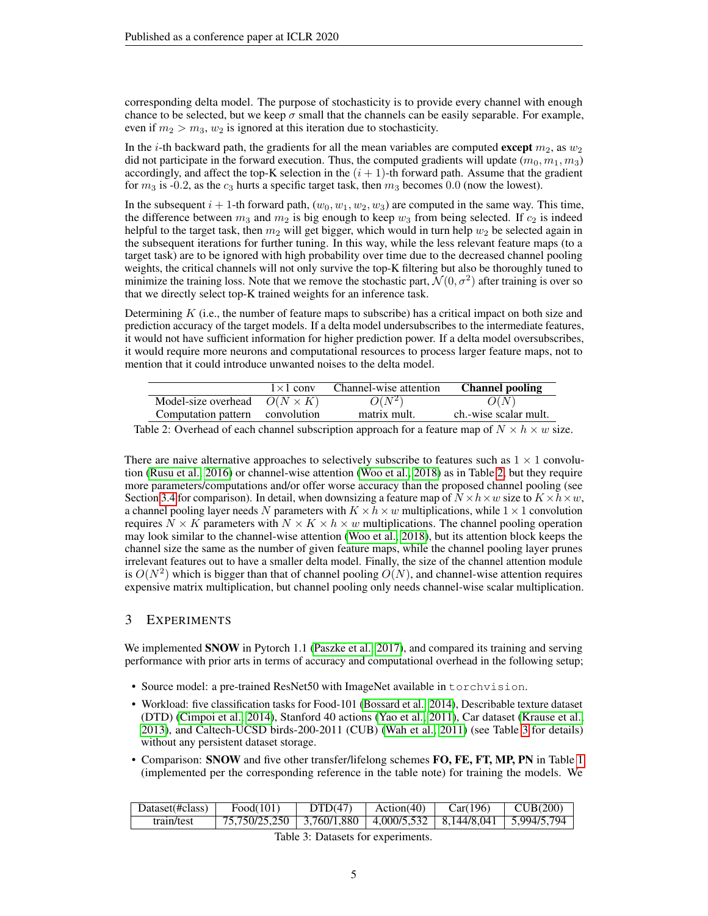corresponding delta model. The purpose of stochasticity is to provide every channel with enough chance to be selected, but we keep $\sigma$ small that the channels can be easily separable. For example, even if $m_2 > m_3$, $w_2$ is ignored at this iteration due to stochasticity.

In the $i$-th backward path, the gradients for all the mean variables are computed **except** $m_2$, as $w_2$ did not participate in the forward execution. Thus, the computed gradients will update $(m_0, m_1, m_3)$ accordingly, and affect the top-K selection in the $(i+1)$-th forward path. Assume that the gradient for $m_3$ is -0.2, as the $c_3$ hurts a specific target task, then $m_3$ becomes 0.0 (now the lowest).

In the subsequent $i+1$-th forward path, $(w_0, w_1, w_2, w_3)$ are computed in the same way. This time, the difference between $m_3$ and $m_2$ is big enough to keep $w_3$ from being selected. If $c_2$ is indeed helpful to the target task, then $m_2$ will get bigger, which would in turn help $w_2$ be selected again in the subsequent iterations for further tuning. In this way, while the less relevant feature maps (to a target task) are to be ignored with high probability over time due to the decreased channel pooling weights, the critical channels will not only survive the top-K filtering but also be thoroughly tuned to minimize the training loss. Note that we remove the stochastic part, $\mathcal{N}(0, \sigma^2)$ after training is over so that we directly select top-K trained weights for an inference task.

Determining $K$ (i.e., the number of feature maps to subscribe) has a critical impact on both size and prediction accuracy of the target models. If a delta model undersubscribes to the intermediate features, it would not have sufficient information for higher prediction power. If a delta model oversubscribes, it would require more neurons and computational resources to process larger feature maps, not to mention that it could introduce unwanted noises to the delta model.

| | $1\times1$ conv | Channel-wise attention | **Channel pooling** |
|---|---|---|---|
| Model-size overhead | $O(N \times K)$ | $O(N^2)$ | $O(N)$ |
| Computation pattern | convolution | matrix mult. | ch.-wise scalar mult. |

Table 2: Overhead of each channel subscription approach for a feature map of $N \times h \times w$ size.

There are naive alternative approaches to selectively subscribe to features such as $1 \times 1$ convolution (Rusu et al., 2016) or channel-wise attention (Woo et al., 2018) as in Table 2, but they require more parameters/computations and/or offer worse accuracy than the proposed channel pooling (see Section 3.4 for comparison). In detail, when downsizing a feature map of $N \times h \times w$ size to $K \times h \times w$, a channel pooling layer needs $N$ parameters with $K \times h \times w$ multiplications, while $1 \times 1$ convolution requires $N \times K$ parameters with $N \times K \times h \times w$ multiplications. The channel pooling operation may look similar to the channel-wise attention (Woo et al., 2018), but its attention block keeps the channel size the same as the number of given feature maps, while the channel pooling layer prunes irrelevant features out to have a smaller delta model. Finally, the size of the channel attention module is $O(N^2)$ which is bigger than that of channel pooling $O(N)$, and channel-wise attention requires expensive matrix multiplication, but channel pooling only needs channel-wise scalar multiplication.

# 3 Experiments

We implemented **SNOW** in Pytorch 1.1 (Paszke et al., 2017), and compared its training and serving performance with prior arts in terms of accuracy and computational overhead in the following setup;

- Source model: a pre-trained ResNet50 with ImageNet available in `torchvision`.
- Workload: five classification tasks for Food-101 (Bossard et al., 2014), Describable texture dataset (DTD) (Cimpoi et al., 2014), Stanford 40 actions (Yao et al., 2011), Car dataset (Krause et al., 2013), and Caltech-UCSD birds-200-2011 (CUB) (Wah et al., 2011) (see Table 3 for details) without any persistent dataset storage.
- Comparison: **SNOW** and five other transfer/lifelong schemes **FO, FE, FT, MP, PN** in Table 1 (implemented per the corresponding reference in the table note) for training the models. We

| Dataset(#class) | Food(101) | DTD(47) | Action(40) | Car(196) | CUB(200) |
|---|---|---|---|---|---|
| train/test | 75,750/25,250 | 3,760/1,880 | 4,000/5,532 | 8,144/8,041 | 5,994/5,794 |

Table 3: Datasets for experiments.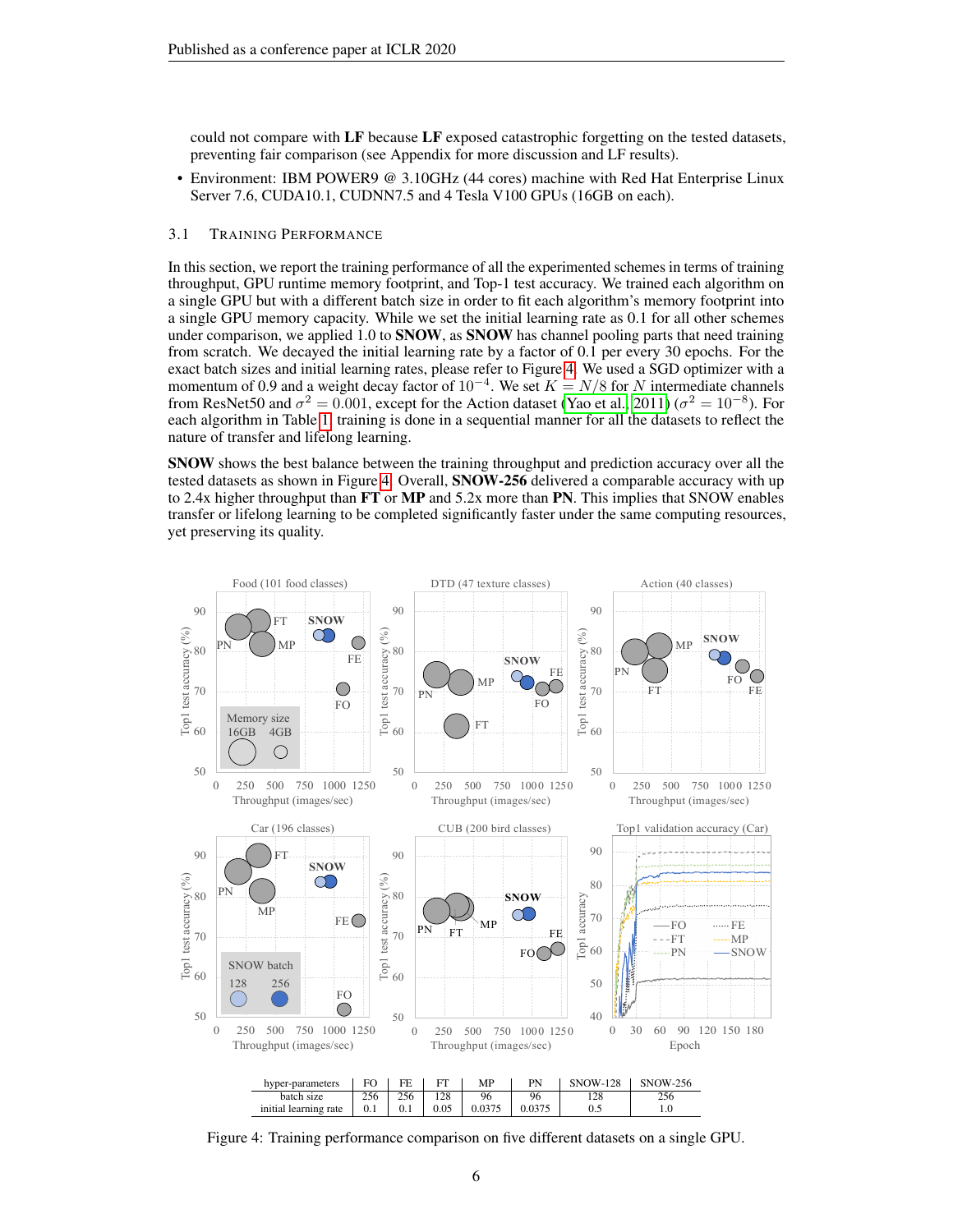could not compare with **LF** because **LF** exposed catastrophic forgetting on the tested datasets, preventing fair comparison (see Appendix for more discussion and LF results).

- Environment: IBM POWER9 @ 3.10GHz (44 cores) machine with Red Hat Enterprise Linux Server 7.6, CUDA10.1, CUDNN7.5 and 4 Tesla V100 GPUs (16GB on each).

### 3.1 Training Performance

In this section, we report the training performance of all the experimented schemes in terms of training throughput, GPU runtime memory footprint, and Top-1 test accuracy. We trained each algorithm on a single GPU but with a different batch size in order to fit each algorithm's memory footprint into a single GPU memory capacity. While we set the initial learning rate as 0.1 for all other schemes under comparison, we applied 1.0 to **SNOW**, as **SNOW** has channel pooling parts that need training from scratch. We decayed the initial learning rate by a factor of 0.1 per every 30 epochs. For the exact batch sizes and initial learning rates, please refer to Figure 4. We used a SGD optimizer with a momentum of 0.9 and a weight decay factor of $10^{-4}$. We set $K = N/8$ for $N$ intermediate channels from ResNet50 and $\sigma^2 = 0.001$, except for the Action dataset (Yao et al., 2011) ($\sigma^2 = 10^{-8}$). For each algorithm in Table 1, training is done in a sequential manner for all the datasets to reflect the nature of transfer and lifelong learning.

**SNOW** shows the best balance between the training throughput and prediction accuracy over all the tested datasets as shown in Figure 4. Overall, **SNOW-256** delivered a comparable accuracy with up to 2.4x higher throughput than **FT** or **MP** and 5.2x more than **PN**. This implies that SNOW enables transfer or lifelong learning to be completed significantly faster under the same computing resources, yet preserving its quality.

| hyper-parameters | FO | FE | FT | MP | PN | SNOW-128 | SNOW-256 |
|---|---|---|---|---|---|---|---|
| batch size | 256 | 256 | 128 | 96 | 96 | 128 | 256 |
| initial learning rate | 0.1 | 0.1 | 0.05 | 0.0375 | 0.0375 | 0.5 | 1.0 |

Figure 4: Training performance comparison on five different datasets on a single GPU.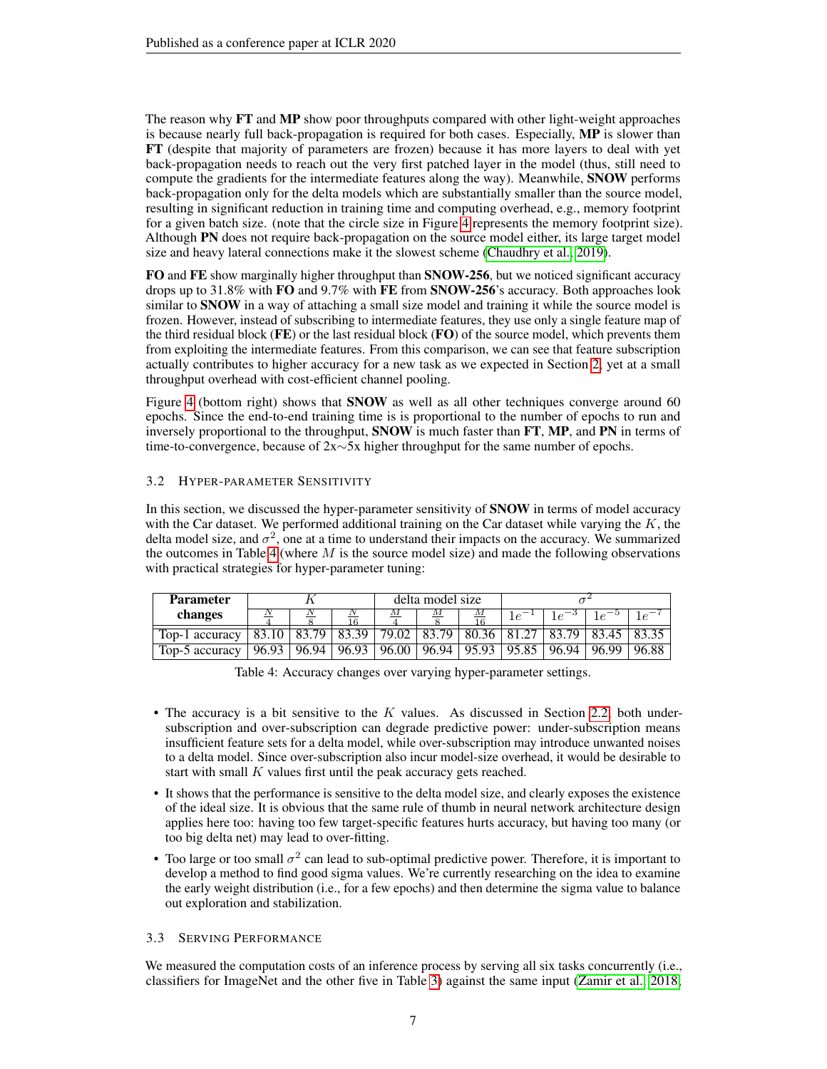The reason why **FT** and **MP** show poor throughputs compared with other light-weight approaches is because nearly full back-propagation is required for both cases. Especially, **MP** is slower than **FT** (despite that majority of parameters are frozen) because it has more layers to deal with yet back-propagation needs to reach out the very first patched layer in the model (thus, still need to compute the gradients for the intermediate features along the way). Meanwhile, **SNOW** performs back-propagation only for the delta models which are substantially smaller than the source model, resulting in significant reduction in training time and computing overhead, e.g., memory footprint for a given batch size. (note that the circle size in Figure 4 represents the memory footprint size). Although **PN** does not require back-propagation on the source model either, its large target model size and heavy lateral connections make it the slowest scheme (Chaudhry et al., 2019).

**FO** and **FE** show marginally higher throughput than **SNOW-256**, but we noticed significant accuracy drops up to 31.8% with **FO** and 9.7% with **FE** from **SNOW-256**'s accuracy. Both approaches look similar to **SNOW** in a way of attaching a small size model and training it while the source model is frozen. However, instead of subscribing to intermediate features, they use only a single feature map of the third residual block (**FE**) or the last residual block (**FO**) of the source model, which prevents them from exploiting the intermediate features. From this comparison, we can see that feature subscription actually contributes to higher accuracy for a new task as we expected in Section 2, yet at a small throughput overhead with cost-efficient channel pooling.

Figure 4 (bottom right) shows that **SNOW** as well as all other techniques converge around 60 epochs. Since the end-to-end training time is is proportional to the number of epochs to run and inversely proportional to the throughput, **SNOW** is much faster than **FT**, **MP**, and **PN** in terms of time-to-convergence, because of 2x∼5x higher throughput for the same number of epochs.

### 3.2 Hyper-parameter Sensitivity

In this section, we discussed the hyper-parameter sensitivity of **SNOW** in terms of model accuracy with the Car dataset. We performed additional training on the Car dataset while varying the $K$, the delta model size, and $\sigma^2$, one at a time to understand their impacts on the accuracy. We summarized the outcomes in Table 4 (where $M$ is the source model size) and made the following observations with practical strategies for hyper-parameter tuning:

| Parameter changes | $K$ | | | delta model size | | | $\sigma^2$ | | | |
|---|---|---|---|---|---|---|---|---|---|---|
| | $\frac{N}{4}$ | $\frac{N}{8}$ | $\frac{N}{16}$ | $\frac{M}{4}$ | $\frac{M}{8}$ | $\frac{M}{16}$ | $1e^{-1}$ | $1e^{-3}$ | $1e^{-5}$ | $1e^{-7}$ |
| Top-1 accuracy | 83.10 | 83.79 | 83.39 | 79.02 | 83.79 | 80.36 | 81.27 | 83.79 | 83.45 | 83.35 |
| Top-5 accuracy | 96.93 | 96.94 | 96.93 | 96.00 | 96.94 | 95.93 | 95.85 | 96.94 | 96.99 | 96.88 |

Table 4: Accuracy changes over varying hyper-parameter settings.

- The accuracy is a bit sensitive to the $K$ values. As discussed in Section 2.2, both under-subscription and over-subscription can degrade predictive power: under-subscription means insufficient feature sets for a delta model, while over-subscription may introduce unwanted noises to a delta model. Since over-subscription also incur model-size overhead, it would be desirable to start with small $K$ values first until the peak accuracy gets reached.
- It shows that the performance is sensitive to the delta model size, and clearly exposes the existence of the ideal size. It is obvious that the same rule of thumb in neural network architecture design applies here too: having too few target-specific features hurts accuracy, but having too many (or too big delta net) may lead to over-fitting.
- Too large or too small $\sigma^2$ can lead to sub-optimal predictive power. Therefore, it is important to develop a method to find good sigma values. We're currently researching on the idea to examine the early weight distribution (i.e., for a few epochs) and then determine the sigma value to balance out exploration and stabilization.

### 3.3 Serving Performance

We measured the computation costs of an inference process by serving all six tasks concurrently (i.e., classifiers for ImageNet and the other five in Table 3) against the same input (Zamir et al., 2018;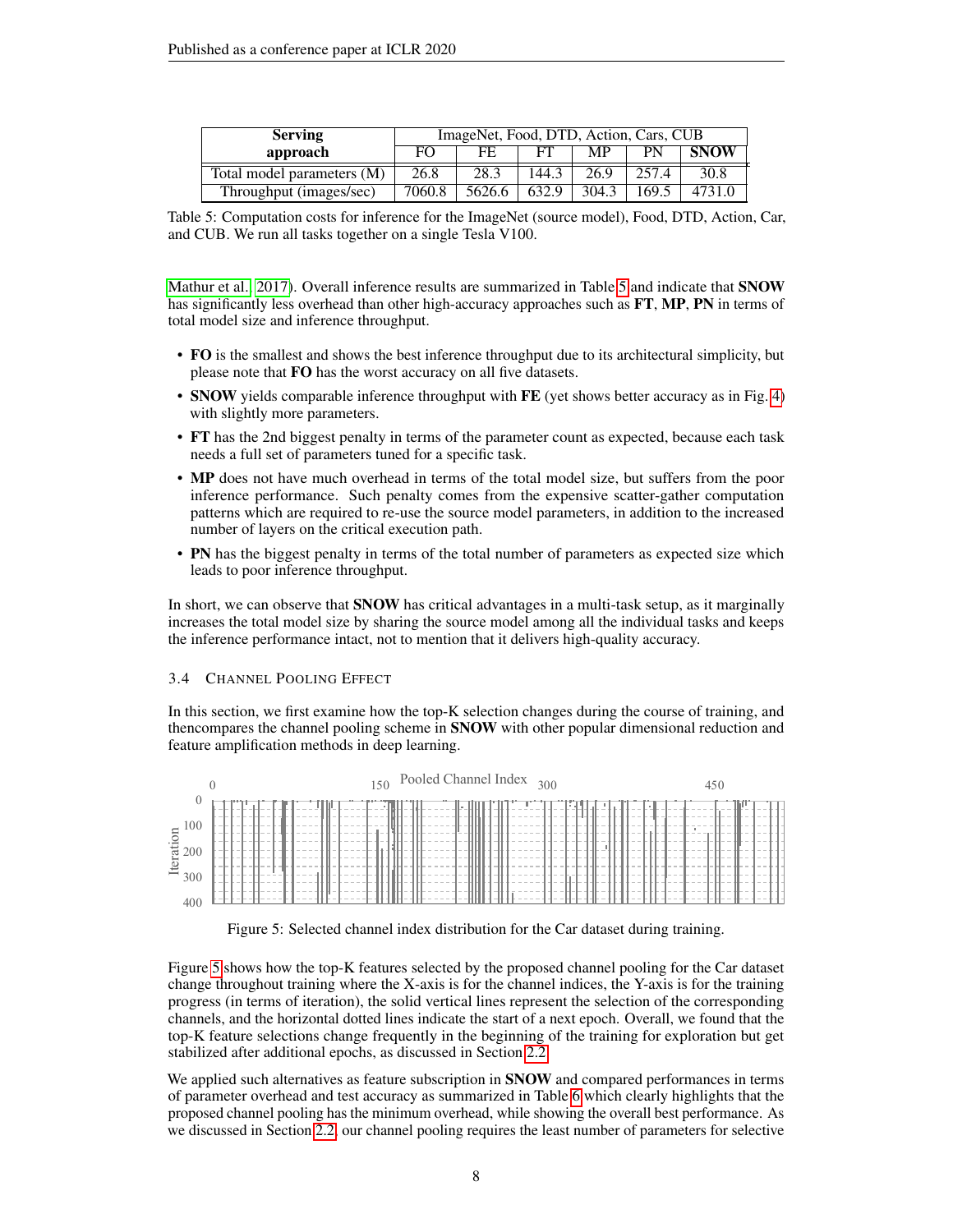| Serving approach | ImageNet, Food, DTD, Action, Cars, CUB | | | | | |
|---|---|---|---|---|---|---|
| | FO | FE | FT | MP | PN | **SNOW** |
| Total model parameters (M) | 26.8 | 28.3 | 144.3 | 26.9 | 257.4 | 30.8 |
| Throughput (images/sec) | 7060.8 | 5626.6 | 632.9 | 304.3 | 169.5 | 4731.0 |

Table 5: Computation costs for inference for the ImageNet (source model), Food, DTD, Action, Car, and CUB. We run all tasks together on a single Tesla V100.

Mathur et al., 2017). Overall inference results are summarized in Table 5 and indicate that **SNOW** has significantly less overhead than other high-accuracy approaches such as **FT**, **MP**, **PN** in terms of total model size and inference throughput.

- **FO** is the smallest and shows the best inference throughput due to its architectural simplicity, but please note that **FO** has the worst accuracy on all five datasets.
- **SNOW** yields comparable inference throughput with **FE** (yet shows better accuracy as in Fig. 4) with slightly more parameters.
- **FT** has the 2nd biggest penalty in terms of the parameter count as expected, because each task needs a full set of parameters tuned for a specific task.
- **MP** does not have much overhead in terms of the total model size, but suffers from the poor inference performance. Such penalty comes from the expensive scatter-gather computation patterns which are required to re-use the source model parameters, in addition to the increased number of layers on the critical execution path.
- **PN** has the biggest penalty in terms of the total number of parameters as expected size which leads to poor inference throughput.

In short, we can observe that **SNOW** has critical advantages in a multi-task setup, as it marginally increases the total model size by sharing the source model among all the individual tasks and keeps the inference performance intact, not to mention that it delivers high-quality accuracy.

### 3.4 Channel Pooling Effect

In this section, we first examine how the top-K selection changes during the course of training, and thencompares the channel pooling scheme in **SNOW** with other popular dimensional reduction and feature amplification methods in deep learning.

Figure 5: Selected channel index distribution for the Car dataset during training.

Figure 5 shows how the top-K features selected by the proposed channel pooling for the Car dataset change throughout training where the X-axis is for the channel indices, the Y-axis is for the training progress (in terms of iteration), the solid vertical lines represent the selection of the corresponding channels, and the horizontal dotted lines indicate the start of a next epoch. Overall, we found that the top-K feature selections change frequently in the beginning of the training for exploration but get stabilized after additional epochs, as discussed in Section 2.2.

We applied such alternatives as feature subscription in **SNOW** and compared performances in terms of parameter overhead and test accuracy as summarized in Table 6 which clearly highlights that the proposed channel pooling has the minimum overhead, while showing the overall best performance. As we discussed in Section 2.2, our channel pooling requires the least number of parameters for selective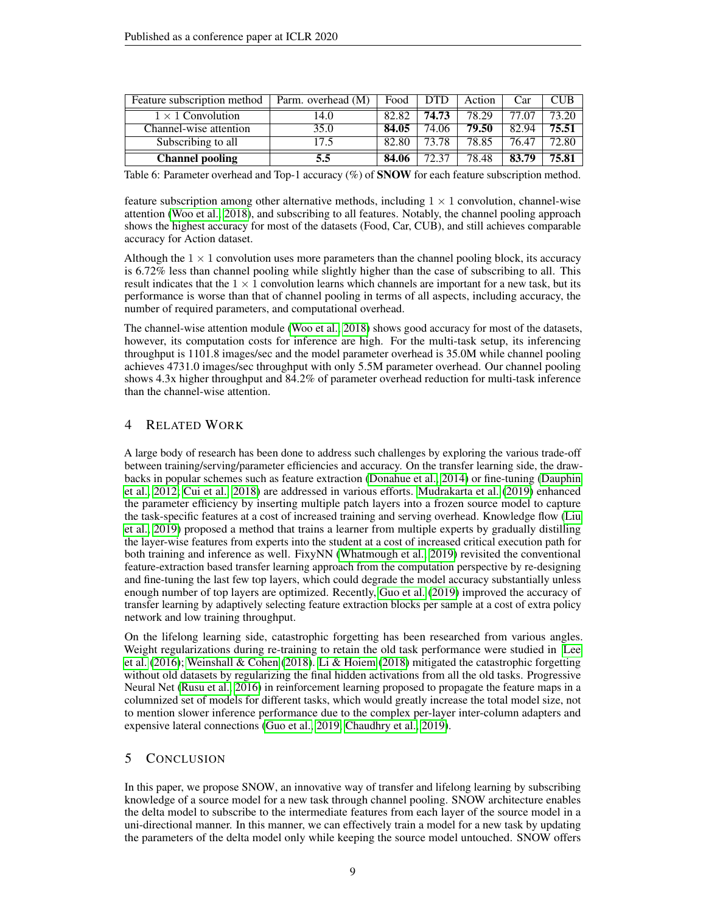| Feature subscription method | Parm. overhead (M) | Food | DTD | Action | Car | CUB |
| --- | --- | --- | --- | --- | --- | --- |
| $1 \times 1$ Convolution | 14.0 | 82.82 | **74.73** | 78.29 | 77.07 | 73.20 |
| Channel-wise attention | 35.0 | **84.05** | 74.06 | **79.50** | 82.94 | **75.51** |
| Subscribing to all | 17.5 | 82.80 | 73.78 | 78.85 | 76.47 | 72.80 |
| **Channel pooling** | **5.5** | **84.06** | 72.37 | 78.48 | **83.79** | **75.81** |

Table 6: Parameter overhead and Top-1 accuracy (%) of **SNOW** for each feature subscription method.

feature subscription among other alternative methods, including $1 \times 1$ convolution, channel-wise attention (Woo et al., 2018), and subscribing to all features. Notably, the channel pooling approach shows the highest accuracy for most of the datasets (Food, Car, CUB), and still achieves comparable accuracy for Action dataset.

Although the $1 \times 1$ convolution uses more parameters than the channel pooling block, its accuracy is 6.72% less than channel pooling while slightly higher than the case of subscribing to all. This result indicates that the $1 \times 1$ convolution learns which channels are important for a new task, but its performance is worse than that of channel pooling in terms of all aspects, including accuracy, the number of required parameters, and computational overhead.

The channel-wise attention module (Woo et al., 2018) shows good accuracy for most of the datasets, however, its computation costs for inference are high. For the multi-task setup, its inferencing throughput is 1101.8 images/sec and the model parameter overhead is 35.0M while channel pooling achieves 4731.0 images/sec throughput with only 5.5M parameter overhead. Our channel pooling shows 4.3x higher throughput and 84.2% of parameter overhead reduction for multi-task inference than the channel-wise attention.

# 4 Related Work

A large body of research has been done to address such challenges by exploring the various trade-off between training/serving/parameter efficiencies and accuracy. On the transfer learning side, the drawbacks in popular schemes such as feature extraction (Donahue et al., 2014) or fine-tuning (Dauphin et al., 2012; Cui et al., 2018) are addressed in various efforts. Mudrakarta et al. (2019) enhanced the parameter efficiency by inserting multiple patch layers into a frozen source model to capture the task-specific features at a cost of increased training and serving overhead. Knowledge flow (Liu et al., 2019) proposed a method that trains a learner from multiple experts by gradually distilling the layer-wise features from experts into the student at a cost of increased critical execution path for both training and inference as well. FixyNN (Whatmough et al., 2019) revisited the conventional feature-extraction based transfer learning approach from the computation perspective by re-designing and fine-tuning the last few top layers, which could degrade the model accuracy substantially unless enough number of top layers are optimized. Recently, Guo et al. (2019) improved the accuracy of transfer learning by adaptively selecting feature extraction blocks per sample at a cost of extra policy network and low training throughput.

On the lifelong learning side, catastrophic forgetting has been researched from various angles. Weight regularizations during re-training to retain the old task performance were studied in Lee et al. (2016); Weinshall & Cohen (2018). Li & Hoiem (2018) mitigated the catastrophic forgetting without old datasets by regularizing the final hidden activations from all the old tasks. Progressive Neural Net (Rusu et al., 2016) in reinforcement learning proposed to propagate the feature maps in a columnized set of models for different tasks, which would greatly increase the total model size, not to mention slower inference performance due to the complex per-layer inter-column adapters and expensive lateral connections (Guo et al., 2019; Chaudhry et al., 2019).

# 5 Conclusion

In this paper, we propose SNOW, an innovative way of transfer and lifelong learning by subscribing knowledge of a source model for a new task through channel pooling. SNOW architecture enables the delta model to subscribe to the intermediate features from each layer of the source model in a uni-directional manner. In this manner, we can effectively train a model for a new task by updating the parameters of the delta model only while keeping the source model untouched. SNOW offers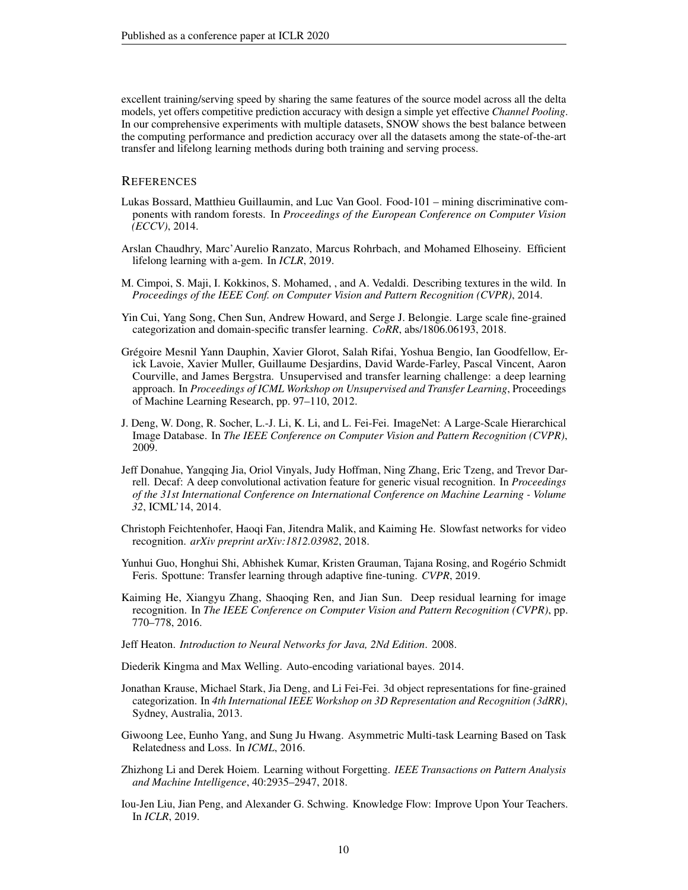excellent training/serving speed by sharing the same features of the source model across all the delta models, yet offers competitive prediction accuracy with design a simple yet effective *Channel Pooling*. In our comprehensive experiments with multiple datasets, SNOW shows the best balance between the computing performance and prediction accuracy over all the datasets among the state-of-the-art transfer and lifelong learning methods during both training and serving process.

## References

Lukas Bossard, Matthieu Guillaumin, and Luc Van Gool. Food-101 – mining discriminative components with random forests. In *Proceedings of the European Conference on Computer Vision (ECCV)*, 2014.

Arslan Chaudhry, Marc'Aurelio Ranzato, Marcus Rohrbach, and Mohamed Elhoseiny. Efficient lifelong learning with a-gem. In *ICLR*, 2019.

M. Cimpoi, S. Maji, I. Kokkinos, S. Mohamed, , and A. Vedaldi. Describing textures in the wild. In *Proceedings of the IEEE Conf. on Computer Vision and Pattern Recognition (CVPR)*, 2014.

Yin Cui, Yang Song, Chen Sun, Andrew Howard, and Serge J. Belongie. Large scale fine-grained categorization and domain-specific transfer learning. *CoRR*, abs/1806.06193, 2018.

Grégoire Mesnil Yann Dauphin, Xavier Glorot, Salah Rifai, Yoshua Bengio, Ian Goodfellow, Erick Lavoie, Xavier Muller, Guillaume Desjardins, David Warde-Farley, Pascal Vincent, Aaron Courville, and James Bergstra. Unsupervised and transfer learning challenge: a deep learning approach. In *Proceedings of ICML Workshop on Unsupervised and Transfer Learning*, Proceedings of Machine Learning Research, pp. 97–110, 2012.

J. Deng, W. Dong, R. Socher, L.-J. Li, K. Li, and L. Fei-Fei. ImageNet: A Large-Scale Hierarchical Image Database. In *The IEEE Conference on Computer Vision and Pattern Recognition (CVPR)*, 2009.

Jeff Donahue, Yangqing Jia, Oriol Vinyals, Judy Hoffman, Ning Zhang, Eric Tzeng, and Trevor Darrell. Decaf: A deep convolutional activation feature for generic visual recognition. In *Proceedings of the 31st International Conference on International Conference on Machine Learning - Volume 32*, ICML'14, 2014.

Christoph Feichtenhofer, Haoqi Fan, Jitendra Malik, and Kaiming He. Slowfast networks for video recognition. *arXiv preprint arXiv:1812.03982*, 2018.

Yunhui Guo, Honghui Shi, Abhishek Kumar, Kristen Grauman, Tajana Rosing, and Rogério Schmidt Feris. Spottune: Transfer learning through adaptive fine-tuning. *CVPR*, 2019.

Kaiming He, Xiangyu Zhang, Shaoqing Ren, and Jian Sun. Deep residual learning for image recognition. In *The IEEE Conference on Computer Vision and Pattern Recognition (CVPR)*, pp. 770–778, 2016.

Jeff Heaton. *Introduction to Neural Networks for Java, 2Nd Edition*. 2008.

Diederik Kingma and Max Welling. Auto-encoding variational bayes. 2014.

Jonathan Krause, Michael Stark, Jia Deng, and Li Fei-Fei. 3d object representations for fine-grained categorization. In *4th International IEEE Workshop on 3D Representation and Recognition (3dRR)*, Sydney, Australia, 2013.

Giwoong Lee, Eunho Yang, and Sung Ju Hwang. Asymmetric Multi-task Learning Based on Task Relatedness and Loss. In *ICML*, 2016.

Zhizhong Li and Derek Hoiem. Learning without Forgetting. *IEEE Transactions on Pattern Analysis and Machine Intelligence*, 40:2935–2947, 2018.

Iou-Jen Liu, Jian Peng, and Alexander G. Schwing. Knowledge Flow: Improve Upon Your Teachers. In *ICLR*, 2019.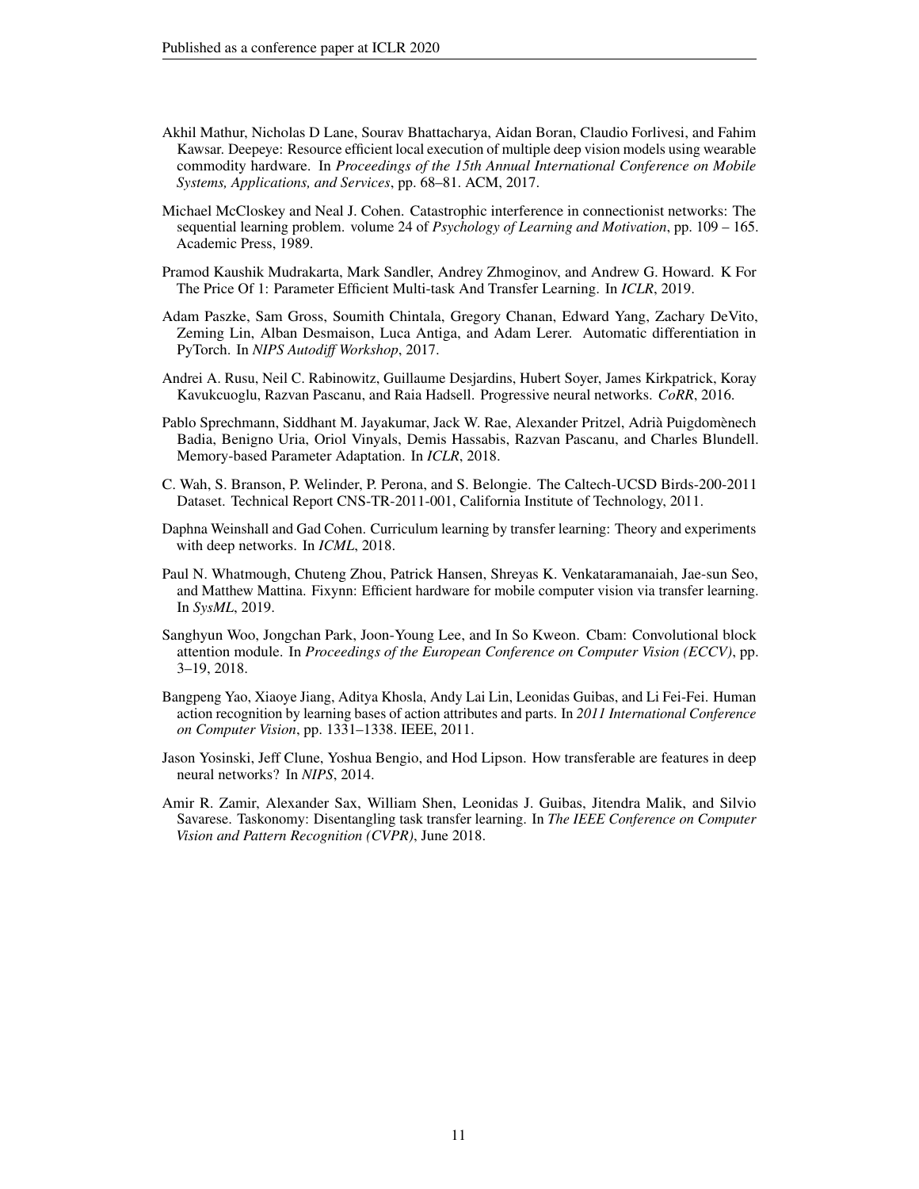Akhil Mathur, Nicholas D Lane, Sourav Bhattacharya, Aidan Boran, Claudio Forlivesi, and Fahim Kawsar. Deepeye: Resource efficient local execution of multiple deep vision models using wearable commodity hardware. In *Proceedings of the 15th Annual International Conference on Mobile Systems, Applications, and Services*, pp. 68–81. ACM, 2017.

Michael McCloskey and Neal J. Cohen. Catastrophic interference in connectionist networks: The sequential learning problem. volume 24 of *Psychology of Learning and Motivation*, pp. 109 – 165. Academic Press, 1989.

Pramod Kaushik Mudrakarta, Mark Sandler, Andrey Zhmoginov, and Andrew G. Howard. K For The Price Of 1: Parameter Efficient Multi-task And Transfer Learning. In *ICLR*, 2019.

Adam Paszke, Sam Gross, Soumith Chintala, Gregory Chanan, Edward Yang, Zachary DeVito, Zeming Lin, Alban Desmaison, Luca Antiga, and Adam Lerer. Automatic differentiation in PyTorch. In *NIPS Autodiff Workshop*, 2017.

Andrei A. Rusu, Neil C. Rabinowitz, Guillaume Desjardins, Hubert Soyer, James Kirkpatrick, Koray Kavukcuoglu, Razvan Pascanu, and Raia Hadsell. Progressive neural networks. *CoRR*, 2016.

Pablo Sprechmann, Siddhant M. Jayakumar, Jack W. Rae, Alexander Pritzel, Adrià Puigdomènech Badia, Benigno Uria, Oriol Vinyals, Demis Hassabis, Razvan Pascanu, and Charles Blundell. Memory-based Parameter Adaptation. In *ICLR*, 2018.

C. Wah, S. Branson, P. Welinder, P. Perona, and S. Belongie. The Caltech-UCSD Birds-200-2011 Dataset. Technical Report CNS-TR-2011-001, California Institute of Technology, 2011.

Daphna Weinshall and Gad Cohen. Curriculum learning by transfer learning: Theory and experiments with deep networks. In *ICML*, 2018.

Paul N. Whatmough, Chuteng Zhou, Patrick Hansen, Shreyas K. Venkataramanaiah, Jae-sun Seo, and Matthew Mattina. Fixynn: Efficient hardware for mobile computer vision via transfer learning. In *SysML*, 2019.

Sanghyun Woo, Jongchan Park, Joon-Young Lee, and In So Kweon. Cbam: Convolutional block attention module. In *Proceedings of the European Conference on Computer Vision (ECCV)*, pp. 3–19, 2018.

Bangpeng Yao, Xiaoye Jiang, Aditya Khosla, Andy Lai Lin, Leonidas Guibas, and Li Fei-Fei. Human action recognition by learning bases of action attributes and parts. In *2011 International Conference on Computer Vision*, pp. 1331–1338. IEEE, 2011.

Jason Yosinski, Jeff Clune, Yoshua Bengio, and Hod Lipson. How transferable are features in deep neural networks? In *NIPS*, 2014.

Amir R. Zamir, Alexander Sax, William Shen, Leonidas J. Guibas, Jitendra Malik, and Silvio Savarese. Taskonomy: Disentangling task transfer learning. In *The IEEE Conference on Computer Vision and Pattern Recognition (CVPR)*, June 2018.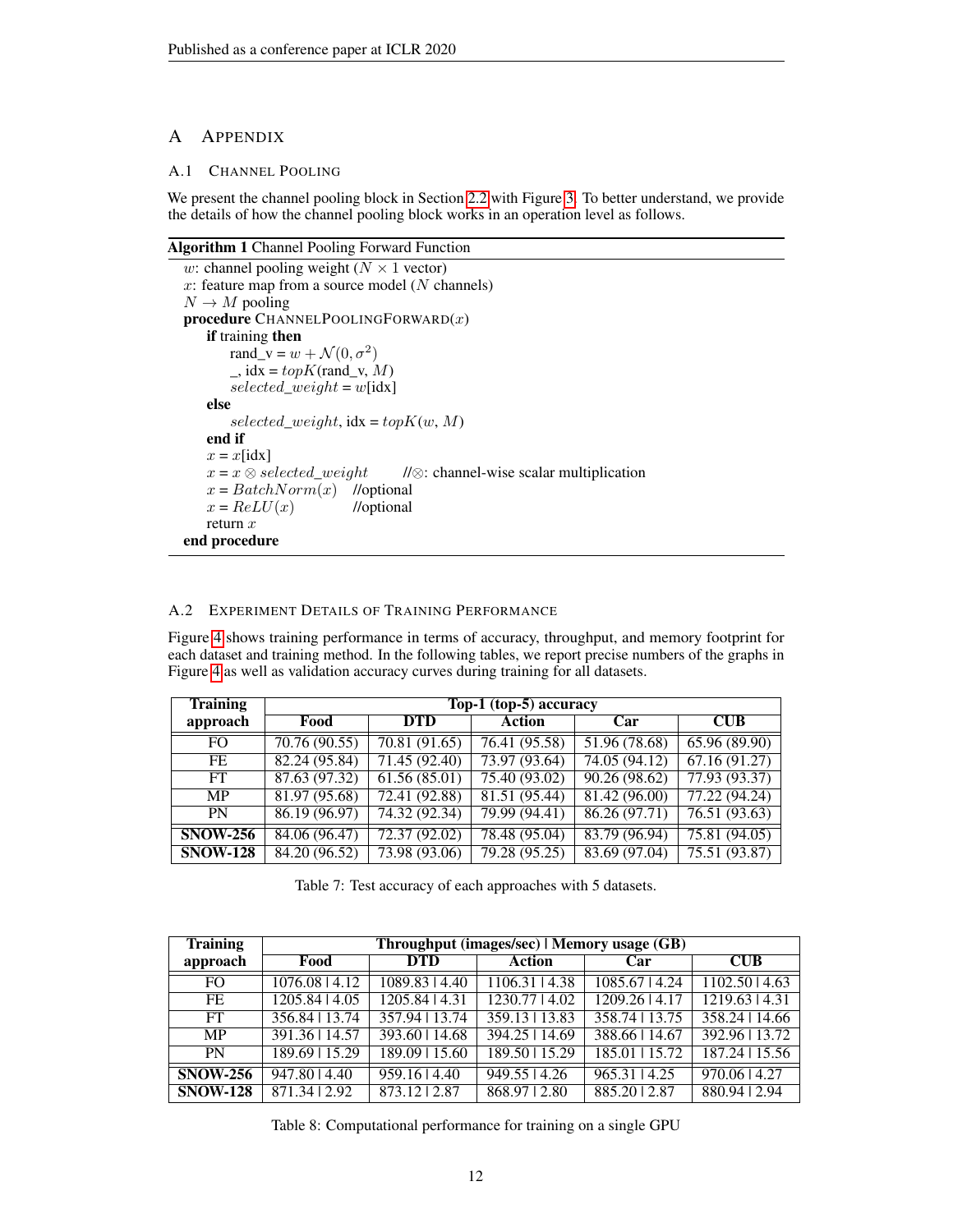# A APPENDIX

## A.1 CHANNEL POOLING

We present the channel pooling block in Section 2.2 with Figure 3. To better understand, we provide the details of how the channel pooling block works in an operation level as follows.

**Algorithm 1** Channel Pooling Forward Function

```
w: channel pooling weight (N × 1 vector)
x: feature map from a source model (N channels)
N → M pooling
procedure CHANNELPOOLINGFORWARD(x)
    if training then
        rand_v = w + N(0, σ^2)
        _, idx = topK(rand_v, M)
        selected_weight = w[idx]
    else
        selected_weight, idx = topK(w, M)
    end if
    x = x[idx]
    x = x ⊗ selected_weight      //⊗: channel-wise scalar multiplication
    x = BatchNorm(x)   //optional
    x = ReLU(x)        //optional
    return x
end procedure
```

## A.2 EXPERIMENT DETAILS OF TRAINING PERFORMANCE

Figure 4 shows training performance in terms of accuracy, throughput, and memory footprint for each dataset and training method. In the following tables, we report precise numbers of the graphs in Figure 4 as well as validation accuracy curves during training for all datasets.

| Training approach | Top-1 (top-5) accuracy | | | | |
|---|---|---|---|---|---|
| | Food | DTD | Action | Car | CUB |
| FO | 70.76 (90.55) | 70.81 (91.65) | 76.41 (95.58) | 51.96 (78.68) | 65.96 (89.90) |
| FE | 82.24 (95.84) | 71.45 (92.40) | 73.97 (93.64) | 74.05 (94.12) | 67.16 (91.27) |
| FT | 87.63 (97.32) | 61.56 (85.01) | 75.40 (93.02) | 90.26 (98.62) | 77.93 (93.37) |
| MP | 81.97 (95.68) | 72.41 (92.88) | 81.51 (95.44) | 81.42 (96.00) | 77.22 (94.24) |
| PN | 86.19 (96.97) | 74.32 (92.34) | 79.99 (94.41) | 86.26 (97.71) | 76.51 (93.63) |
| **SNOW-256** | 84.06 (96.47) | 72.37 (92.02) | 78.48 (95.04) | 83.79 (96.94) | 75.81 (94.05) |
| **SNOW-128** | 84.20 (96.52) | 73.98 (93.06) | 79.28 (95.25) | 83.69 (97.04) | 75.51 (93.87) |

Table 7: Test accuracy of each approaches with 5 datasets.

| Training approach | Throughput (images/sec) \| Memory usage (GB) | | | | |
|---|---|---|---|---|---|
| | Food | DTD | Action | Car | CUB |
| FO | 1076.08 \| 4.12 | 1089.83 \| 4.40 | 1106.31 \| 4.38 | 1085.67 \| 4.24 | 1102.50 \| 4.63 |
| FE | 1205.84 \| 4.05 | 1205.84 \| 4.31 | 1230.77 \| 4.02 | 1209.26 \| 4.17 | 1219.63 \| 4.31 |
| FT | 356.84 \| 13.74 | 357.94 \| 13.74 | 359.13 \| 13.83 | 358.74 \| 13.75 | 358.24 \| 14.66 |
| MP | 391.36 \| 14.57 | 393.60 \| 14.68 | 394.25 \| 14.69 | 388.66 \| 14.67 | 392.96 \| 13.72 |
| PN | 189.69 \| 15.29 | 189.09 \| 15.60 | 189.50 \| 15.29 | 185.01 \| 15.72 | 187.24 \| 15.56 |
| **SNOW-256** | 947.80 \| 4.40 | 959.16 \| 4.40 | 949.55 \| 4.26 | 965.31 \| 4.25 | 970.06 \| 4.27 |
| **SNOW-128** | 871.34 \| 2.92 | 873.12 \| 2.87 | 868.97 \| 2.80 | 885.20 \| 2.87 | 880.94 \| 2.94 |

Table 8: Computational performance for training on a single GPU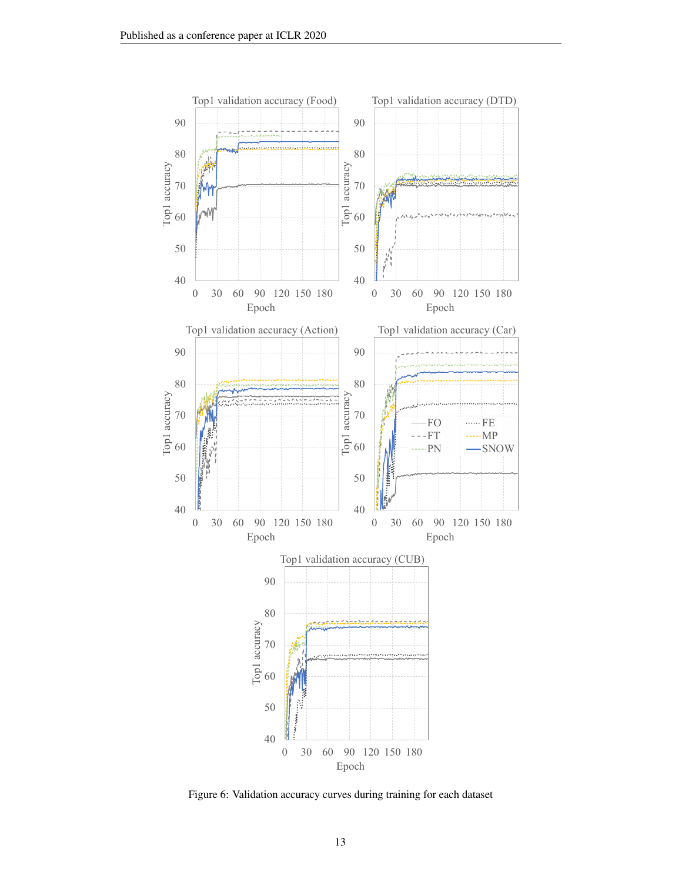Figure 6: Validation accuracy curves during training for each dataset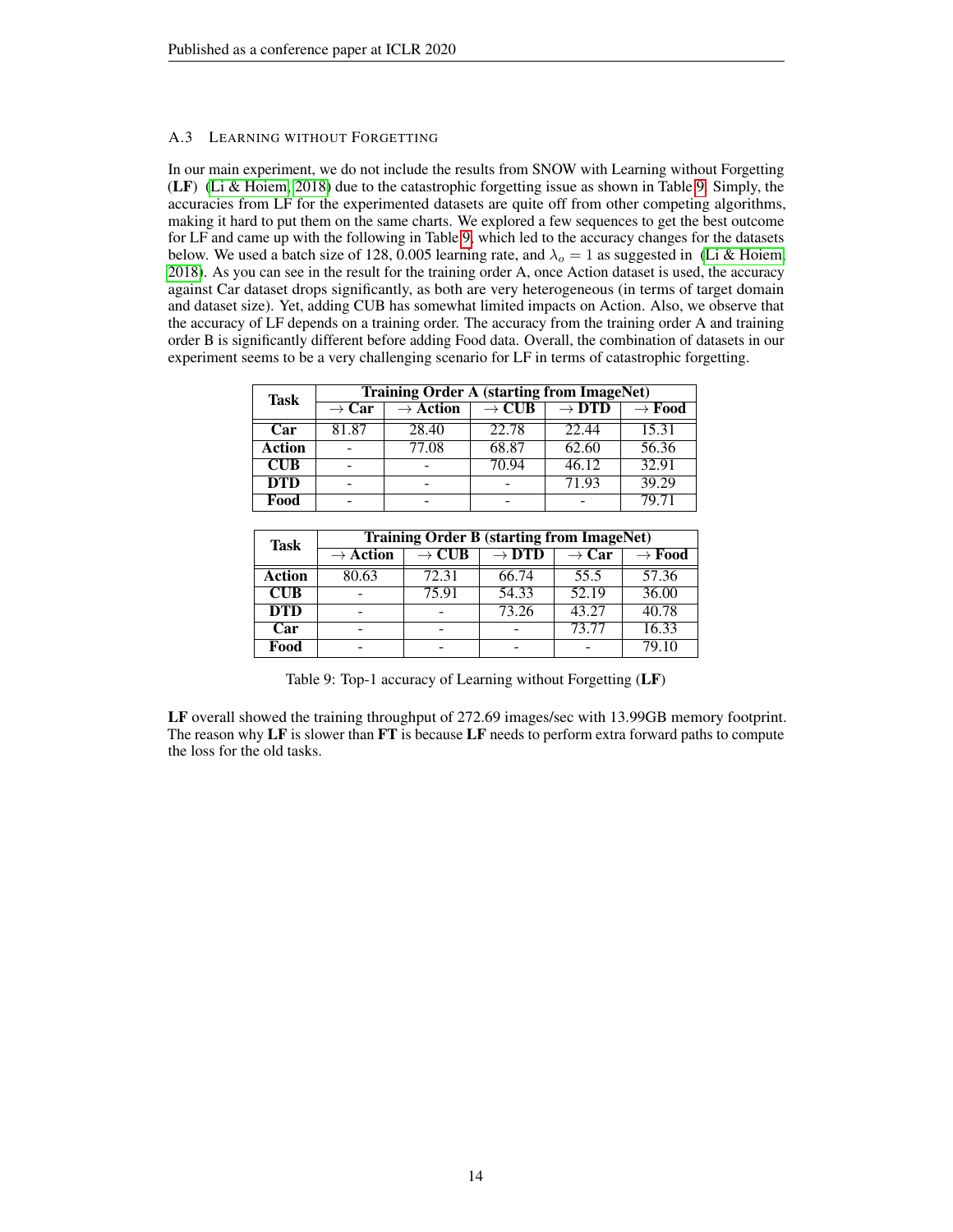### A.3 Learning without Forgetting

In our main experiment, we do not include the results from SNOW with Learning without Forgetting (**LF**) (Li & Hoiem, 2018) due to the catastrophic forgetting issue as shown in Table 9. Simply, the accuracies from LF for the experimented datasets are quite off from other competing algorithms, making it hard to put them on the same charts. We explored a few sequences to get the best outcome for LF and came up with the following in Table 9, which led to the accuracy changes for the datasets below. We used a batch size of 128, 0.005 learning rate, and $\lambda_o = 1$ as suggested in (Li & Hoiem, 2018). As you can see in the result for the training order A, once Action dataset is used, the accuracy against Car dataset drops significantly, as both are very heterogeneous (in terms of target domain and dataset size). Yet, adding CUB has somewhat limited impacts on Action. Also, we observe that the accuracy of LF depends on a training order. The accuracy from the training order A and training order B is significantly different before adding Food data. Overall, the combination of datasets in our experiment seems to be a very challenging scenario for LF in terms of catastrophic forgetting.

| Task | Training Order A (starting from ImageNet) | | | | |
|---|---|---|---|---|---|
| | $\rightarrow$ **Car** | $\rightarrow$ **Action** | $\rightarrow$ **CUB** | $\rightarrow$ **DTD** | $\rightarrow$ **Food** |
| **Car** | 81.87 | 28.40 | 22.78 | 22.44 | 15.31 |
| **Action** | - | 77.08 | 68.87 | 62.60 | 56.36 |
| **CUB** | - | - | 70.94 | 46.12 | 32.91 |
| **DTD** | - | - | - | 71.93 | 39.29 |
| **Food** | - | - | - | - | 79.71 |

| Task | Training Order B (starting from ImageNet) | | | | |
|---|---|---|---|---|---|
| | $\rightarrow$ **Action** | $\rightarrow$ **CUB** | $\rightarrow$ **DTD** | $\rightarrow$ **Car** | $\rightarrow$ **Food** |
| **Action** | 80.63 | 72.31 | 66.74 | 55.5 | 57.36 |
| **CUB** | - | 75.91 | 54.33 | 52.19 | 36.00 |
| **DTD** | - | - | 73.26 | 43.27 | 40.78 |
| **Car** | - | - | - | 73.77 | 16.33 |
| **Food** | - | - | - | - | 79.10 |

Table 9: Top-1 accuracy of Learning without Forgetting (**LF**)

**LF** overall showed the training throughput of 272.69 images/sec with 13.99GB memory footprint. The reason why **LF** is slower than **FT** is because **LF** needs to perform extra forward paths to compute the loss for the old tasks.